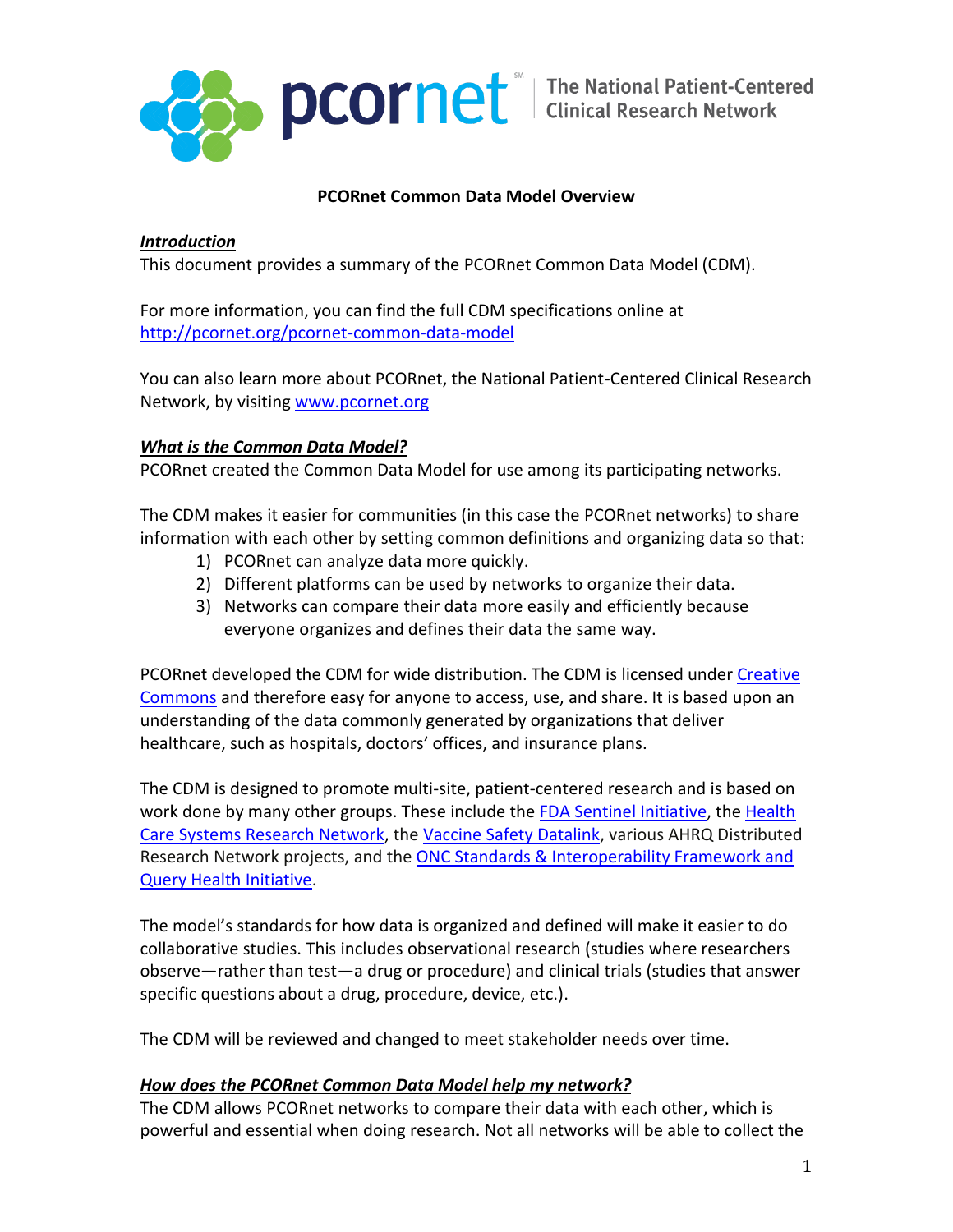pcornet[SM] The National Patient-Centered Clinical Research Network

# PCORnet Common Data Model Overview

## ***Introduction***

This document provides a summary of the PCORnet Common Data Model (CDM).

For more information, you can find the full CDM specifications online at http://pcornet.org/pcornet-common-data-model

You can also learn more about PCORnet, the National Patient-Centered Clinical Research Network, by visiting www.pcornet.org

## ***What is the Common Data Model?***

PCORnet created the Common Data Model for use among its participating networks.

The CDM makes it easier for communities (in this case the PCORnet networks) to share information with each other by setting common definitions and organizing data so that:

1) PCORnet can analyze data more quickly.
2) Different platforms can be used by networks to organize their data.
3) Networks can compare their data more easily and efficiently because everyone organizes and defines their data the same way.

PCORnet developed the CDM for wide distribution. The CDM is licensed under Creative Commons and therefore easy for anyone to access, use, and share. It is based upon an understanding of the data commonly generated by organizations that deliver healthcare, such as hospitals, doctors' offices, and insurance plans.

The CDM is designed to promote multi-site, patient-centered research and is based on work done by many other groups. These include the FDA Sentinel Initiative, the Health Care Systems Research Network, the Vaccine Safety Datalink, various AHRQ Distributed Research Network projects, and the ONC Standards & Interoperability Framework and Query Health Initiative.

The model's standards for how data is organized and defined will make it easier to do collaborative studies. This includes observational research (studies where researchers observe—rather than test—a drug or procedure) and clinical trials (studies that answer specific questions about a drug, procedure, device, etc.).

The CDM will be reviewed and changed to meet stakeholder needs over time.

## ***How does the PCORnet Common Data Model help my network?***

The CDM allows PCORnet networks to compare their data with each other, which is powerful and essential when doing research. Not all networks will be able to collect the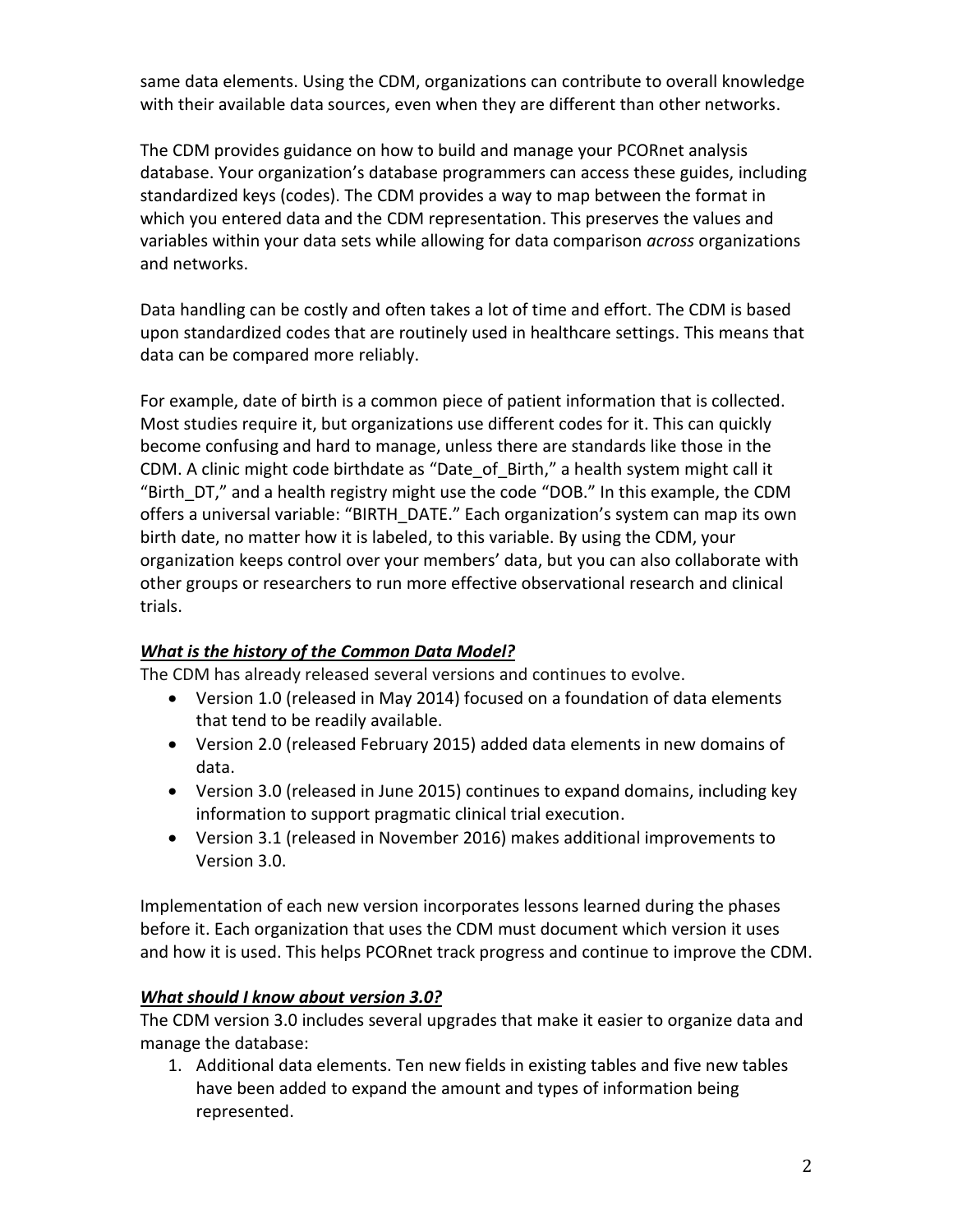same data elements. Using the CDM, organizations can contribute to overall knowledge with their available data sources, even when they are different than other networks.

The CDM provides guidance on how to build and manage your PCORnet analysis database. Your organization's database programmers can access these guides, including standardized keys (codes). The CDM provides a way to map between the format in which you entered data and the CDM representation. This preserves the values and variables within your data sets while allowing for data comparison *across* organizations and networks.

Data handling can be costly and often takes a lot of time and effort. The CDM is based upon standardized codes that are routinely used in healthcare settings. This means that data can be compared more reliably.

For example, date of birth is a common piece of patient information that is collected. Most studies require it, but organizations use different codes for it. This can quickly become confusing and hard to manage, unless there are standards like those in the CDM. A clinic might code birthdate as "Date_of_Birth," a health system might call it "Birth_DT," and a health registry might use the code "DOB." In this example, the CDM offers a universal variable: "BIRTH_DATE." Each organization's system can map its own birth date, no matter how it is labeled, to this variable. By using the CDM, your organization keeps control over your members' data, but you can also collaborate with other groups or researchers to run more effective observational research and clinical trials.

### ***What is the history of the Common Data Model?***

The CDM has already released several versions and continues to evolve.

- Version 1.0 (released in May 2014) focused on a foundation of data elements that tend to be readily available.
- Version 2.0 (released February 2015) added data elements in new domains of data.
- Version 3.0 (released in June 2015) continues to expand domains, including key information to support pragmatic clinical trial execution.
- Version 3.1 (released in November 2016) makes additional improvements to Version 3.0.

Implementation of each new version incorporates lessons learned during the phases before it. Each organization that uses the CDM must document which version it uses and how it is used. This helps PCORnet track progress and continue to improve the CDM.

### ***What should I know about version 3.0?***

The CDM version 3.0 includes several upgrades that make it easier to organize data and manage the database:

1. Additional data elements. Ten new fields in existing tables and five new tables have been added to expand the amount and types of information being represented.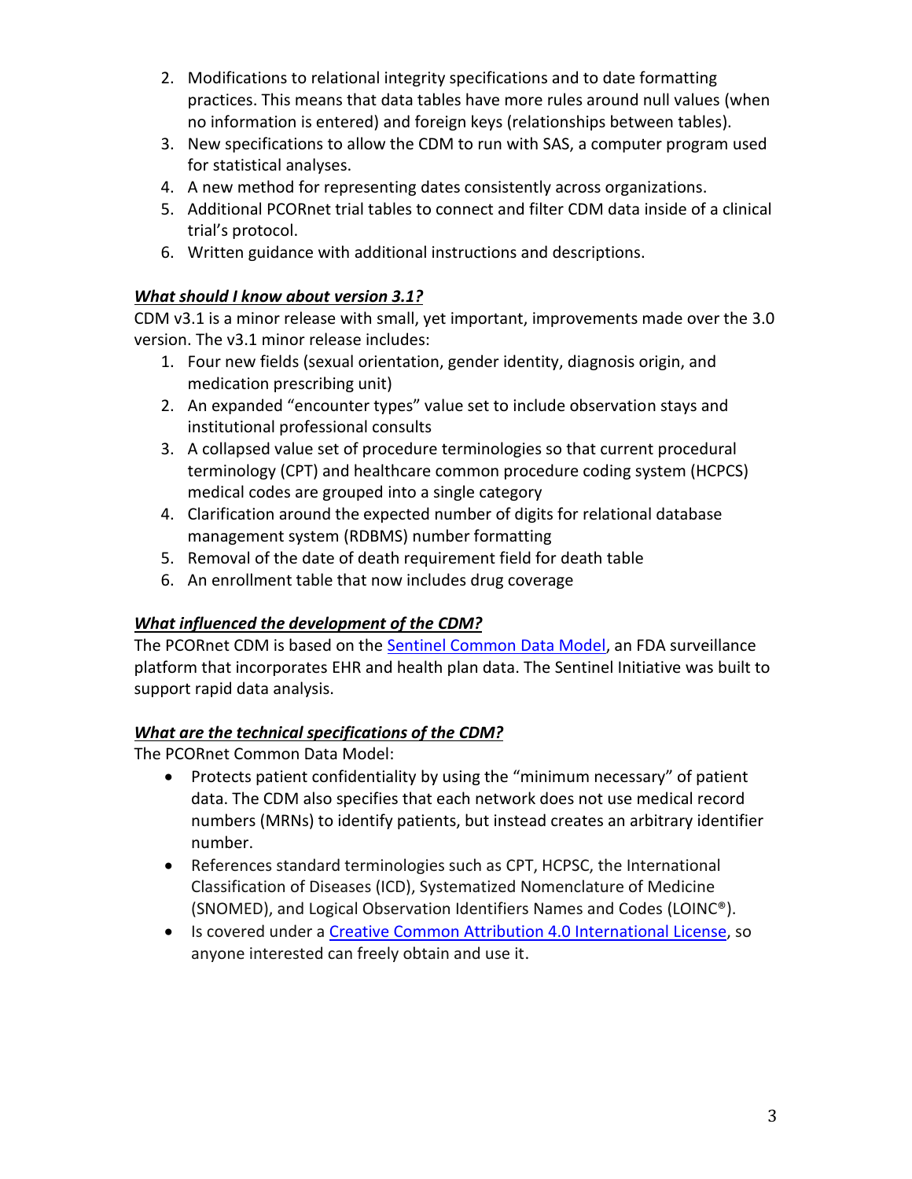2. Modifications to relational integrity specifications and to date formatting practices. This means that data tables have more rules around null values (when no information is entered) and foreign keys (relationships between tables).
3. New specifications to allow the CDM to run with SAS, a computer program used for statistical analyses.
4. A new method for representing dates consistently across organizations.
5. Additional PCORnet trial tables to connect and filter CDM data inside of a clinical trial's protocol.
6. Written guidance with additional instructions and descriptions.

### ***What should I know about version 3.1?***

CDM v3.1 is a minor release with small, yet important, improvements made over the 3.0 version. The v3.1 minor release includes:

1. Four new fields (sexual orientation, gender identity, diagnosis origin, and medication prescribing unit)
2. An expanded "encounter types" value set to include observation stays and institutional professional consults
3. A collapsed value set of procedure terminologies so that current procedural terminology (CPT) and healthcare common procedure coding system (HCPCS) medical codes are grouped into a single category
4. Clarification around the expected number of digits for relational database management system (RDBMS) number formatting
5. Removal of the date of death requirement field for death table
6. An enrollment table that now includes drug coverage

### ***What influenced the development of the CDM?***

The PCORnet CDM is based on the Sentinel Common Data Model, an FDA surveillance platform that incorporates EHR and health plan data. The Sentinel Initiative was built to support rapid data analysis.

### ***What are the technical specifications of the CDM?***

The PCORnet Common Data Model:

- Protects patient confidentiality by using the "minimum necessary" of patient data. The CDM also specifies that each network does not use medical record numbers (MRNs) to identify patients, but instead creates an arbitrary identifier number.
- References standard terminologies such as CPT, HCPSC, the International Classification of Diseases (ICD), Systematized Nomenclature of Medicine (SNOMED), and Logical Observation Identifiers Names and Codes (LOINC®).
- Is covered under a Creative Common Attribution 4.0 International License, so anyone interested can freely obtain and use it.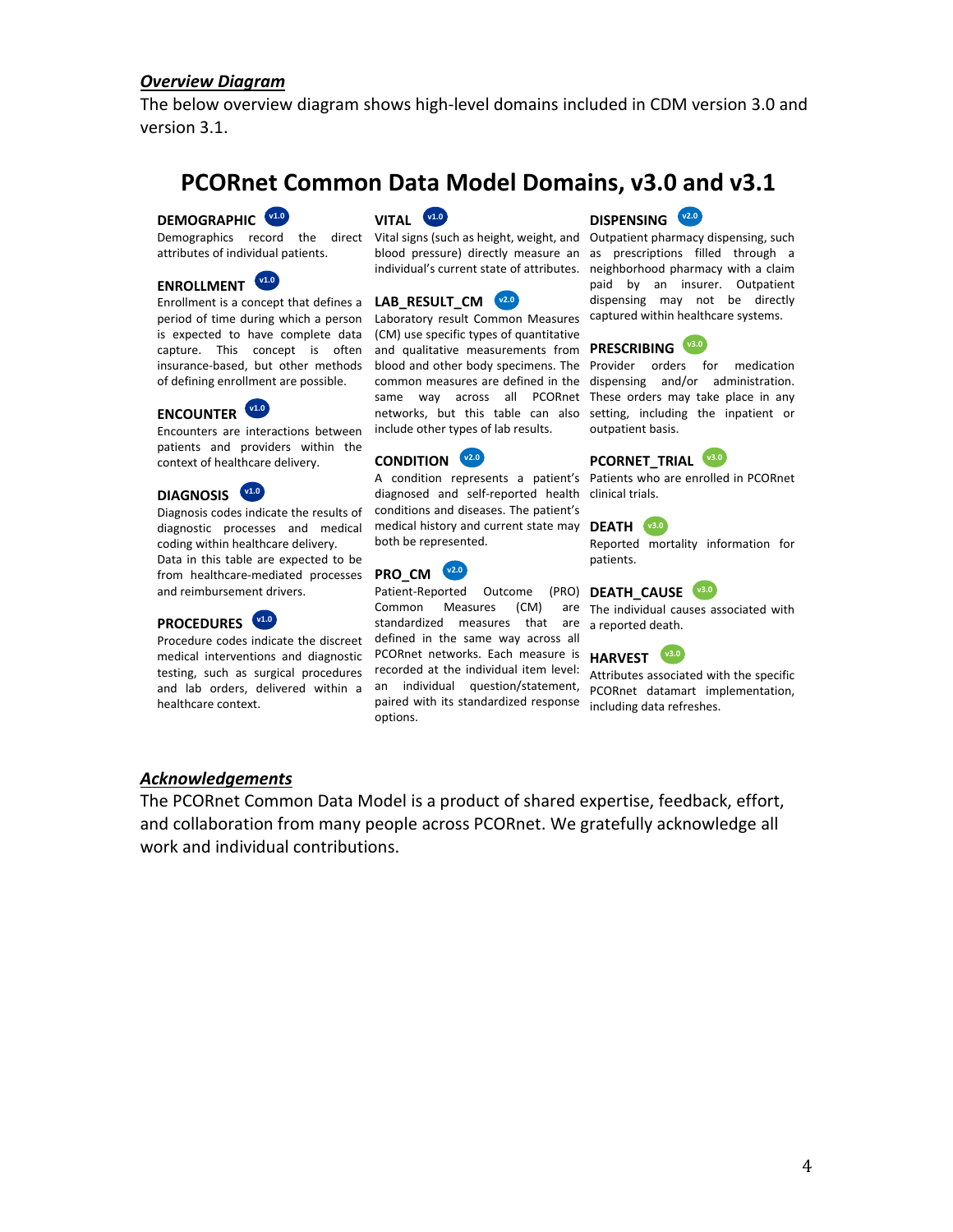***Overview Diagram***

The below overview diagram shows high-level domains included in CDM version 3.0 and version 3.1.

# PCORnet Common Data Model Domains, v3.0 and v3.1

**DEMOGRAPHIC** v1.0
Demographics record the direct attributes of individual patients.

**ENROLLMENT** v1.0
Enrollment is a concept that defines a period of time during which a person is expected to have complete data capture. This concept is often insurance-based, but other methods of defining enrollment are possible.

**ENCOUNTER** v1.0
Encounters are interactions between patients and providers within the context of healthcare delivery.

**DIAGNOSIS** v1.0
Diagnosis codes indicate the results of diagnostic processes and medical coding within healthcare delivery. Data in this table are expected to be from healthcare-mediated processes and reimbursement drivers.

**PROCEDURES** v1.0
Procedure codes indicate the discreet medical interventions and diagnostic testing, such as surgical procedures and lab orders, delivered within a healthcare context.

**VITAL** v1.0
Vital signs (such as height, weight, and blood pressure) directly measure an individual's current state of attributes.

**LAB_RESULT_CM** v2.0
Laboratory result Common Measures (CM) use specific types of quantitative and qualitative measurements from blood and other body specimens. The common measures are defined in the same way across all PCORnet networks, but this table can also include other types of lab results.

**CONDITION** v2.0
A condition represents a patient's diagnosed and self-reported health conditions and diseases. The patient's medical history and current state may both be represented.

**PRO_CM** v2.0
Patient-Reported Outcome (PRO) Common Measures (CM) are standardized measures that are defined in the same way across all PCORnet networks. Each measure is recorded at the individual item level: an individual question/statement, paired with its standardized response options.

**DISPENSING** v2.0
Outpatient pharmacy dispensing, such as prescriptions filled through a neighborhood pharmacy with a claim paid by an insurer. Outpatient dispensing may not be directly captured within healthcare systems.

**PRESCRIBING** v3.0
Provider orders for medication dispensing and/or administration. These orders may take place in any setting, including the inpatient or outpatient basis.

**PCORNET_TRIAL** v3.0
Patients who are enrolled in PCORnet clinical trials.

**DEATH** v3.0
Reported mortality information for patients.

**DEATH_CAUSE** v3.0
The individual causes associated with a reported death.

**HARVEST** v3.0
Attributes associated with the specific PCORnet datamart implementation, including data refreshes.

***Acknowledgements***

The PCORnet Common Data Model is a product of shared expertise, feedback, effort, and collaboration from many people across PCORnet. We gratefully acknowledge all work and individual contributions.